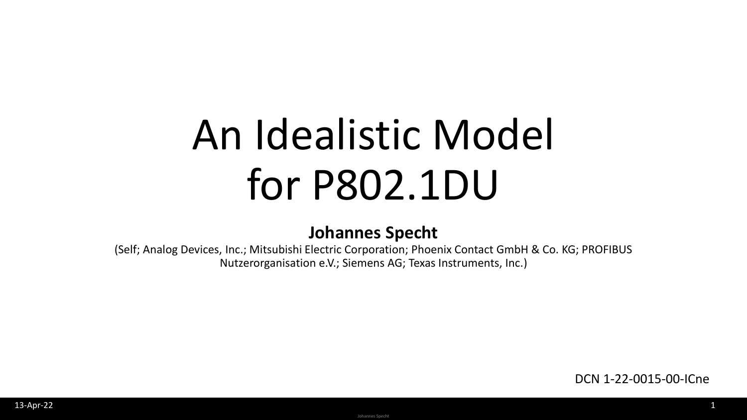# An Idealistic Model for P802.1DU

**Johannes Specht**

(Self; Analog Devices, Inc.; Mitsubishi Electric Corporation; Phoenix Contact GmbH & Co. KG; PROFIBUS Nutzerorganisation e.V.; Siemens AG; Texas Instruments, Inc.)

DCN 1-22-0015-00-ICne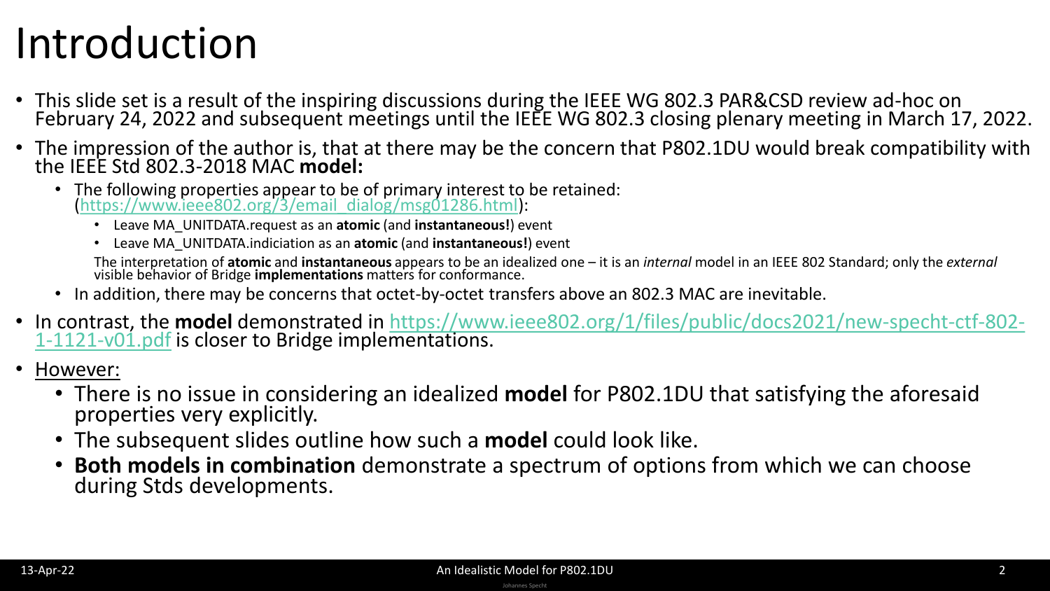# Introduction

- This slide set is a result of the inspiring discussions during the IEEE WG 802.3 PAR&CSD review ad-hoc on February 24, 2022 and subsequent meetings until the IEEE WG 802.3 closing plenary meeting in March 17, 2022.
- The impression of the author is, that at there may be the concern that P802.1DU would break compatibility with the IEEE Std 802.3-2018 MAC **model:**
  - The following properties appear to be of primary interest to be retained: ([https://www.ieee802.org/3/email_dialog/msg01286.html](https://www.ieee802.org/3/email_dialog/msg01286.html)):
    - Leave MA_UNITDATA.request as an **atomic** (and **instantaneous!**) event
    - Leave MA_UNITDATA.indiciation as an **atomic** (and **instantaneous!**) event

    The interpretation of **atomic** and **instantaneous** appears to be an idealized one – it is an *internal* model in an IEEE 802 Standard; only the *external* visible behavior of Bridge **implementations** matters for conformance.
  - In addition, there may be concerns that octet-by-octet transfers above an 802.3 MAC are inevitable.
- In contrast, the **model** demonstrated in [https://www.ieee802.org/1/files/public/docs2021/new-specht-ctf-802-1-1121-v01.pdf](https://www.ieee802.org/1/files/public/docs2021/new-specht-ctf-802-1-1121-v01.pdf) is closer to Bridge implementations.
- However:
  - There is no issue in considering an idealized **model** for P802.1DU that satisfying the aforesaid properties very explicitly.
  - The subsequent slides outline how such a **model** could look like.
  - **Both models in combination** demonstrate a spectrum of options from which we can choose during Stds developments.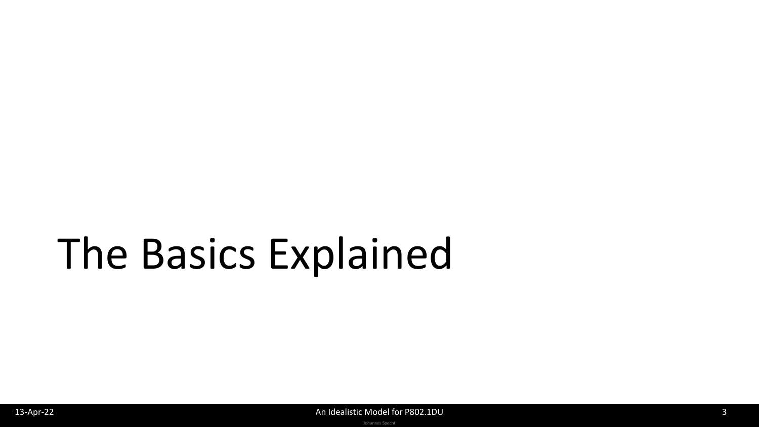# The Basics Explained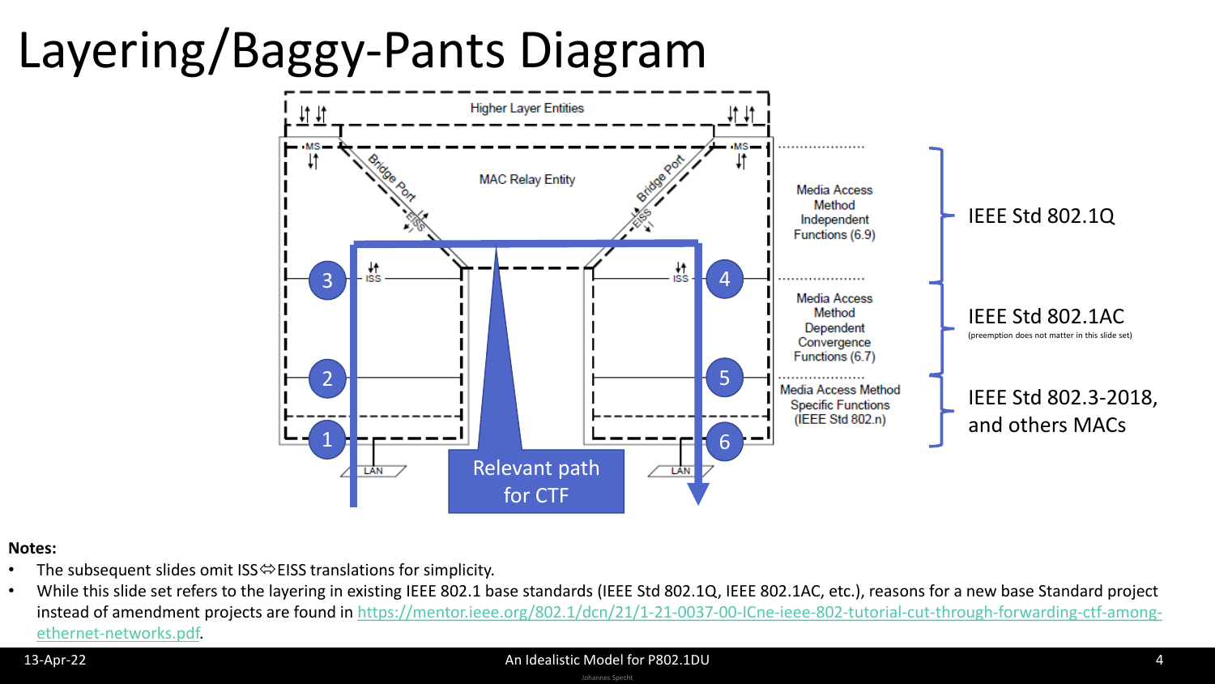# Layering/Baggy-Pants Diagram

Higher Layer Entities

MS — Bridge Port — EISS — MAC Relay Entity — Bridge Port — EISS — MS

ISS — ISS

LAN — LAN

1, 2, 3, 4, 5, 6

Relevant path for CTF

Media Access Method Independent Functions (6.9) — IEEE Std 802.1Q

Media Access Method Dependent Convergence Functions (6.7) — IEEE Std 802.1AC (preemption does not matter in this slide set)

Media Access Method Specific Functions (IEEE Std 802.n) — IEEE Std 802.3-2018, and others MACs

**Notes:**

- The subsequent slides omit ISS⇔EISS translations for simplicity.
- While this slide set refers to the layering in existing IEEE 802.1 base standards (IEEE Std 802.1Q, IEEE 802.1AC, etc.), reasons for a new base Standard project instead of amendment projects are found in https://mentor.ieee.org/802.1/dcn/21/1-21-0037-00-ICne-ieee-802-tutorial-cut-through-forwarding-ctf-among-ethernet-networks.pdf.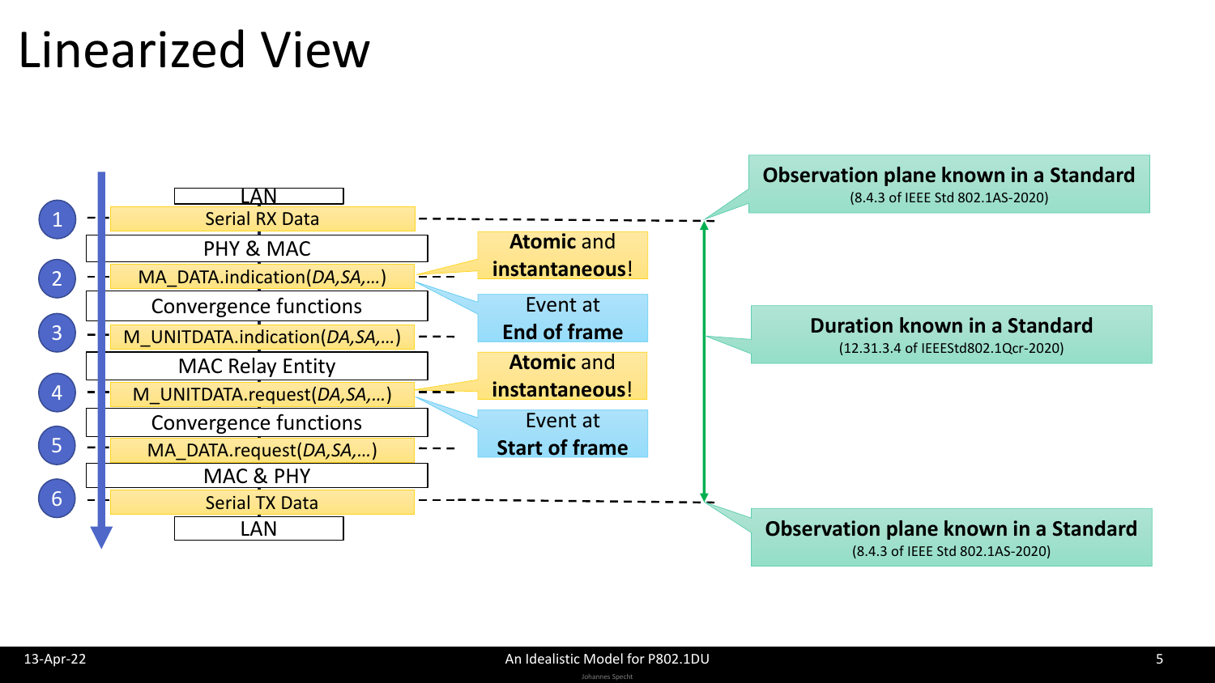# Linearized View

- LAN
- 1 — Serial RX Data
- PHY & MAC
- 2 — MA_DATA.indication(*DA*,*SA*,*…*)
- Convergence functions
- 3 — M_UNITDATA.indication(*DA*,*SA*,*…*)
- MAC Relay Entity
- 4 — M_UNITDATA.request(*DA*,*SA*,*…*)
- Convergence functions
- 5 — MA_DATA.request(*DA*,*SA*,*…*)
- MAC & PHY
- 6 — Serial TX Data
- LAN

**Atomic** and **instantaneous**!

Event at **End of frame**

**Atomic** and **instantaneous**!

Event at **Start of frame**

**Observation plane known in a Standard**
(8.4.3 of IEEE Std 802.1AS-2020)

**Duration known in a Standard**
(12.31.3.4 of IEEEStd802.1Qcr-2020)

**Observation plane known in a Standard**
(8.4.3 of IEEE Std 802.1AS-2020)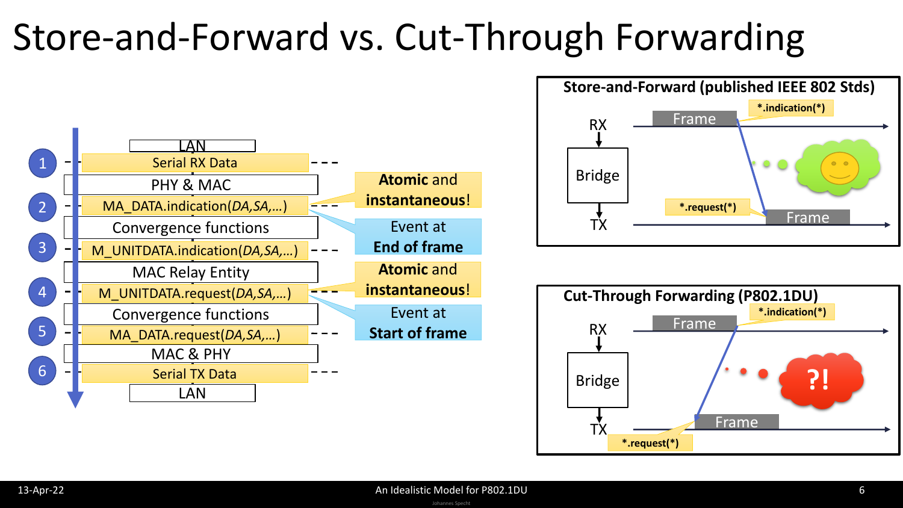# Store-and-Forward vs. Cut-Through Forwarding

- LAN
- 1 — Serial RX Data
- PHY & MAC
- 2 — MA_DATA.indication(*DA*,*SA*,…)
- Convergence functions
- 3 — M_UNITDATA.indication(*DA*,*SA*,…)
- MAC Relay Entity
- 4 — M_UNITDATA.request(*DA*,*SA*,…)
- Convergence functions
- 5 — MA_DATA.request(*DA*,*SA*,…)
- MAC & PHY
- 6 — Serial TX Data
- LAN

**Atomic and instantaneous!** — Event at **End of frame**

**Atomic and instantaneous!** — Event at **Start of frame**

## Store-and-Forward (published IEEE 802 Stds)

RX — Frame — *.indication(*)

Bridge

TX — *.request(*) — Frame

## Cut-Through Forwarding (P802.1DU)

RX — Frame — *.indication(*)

Bridge

TX — *.request(*) — Frame

?!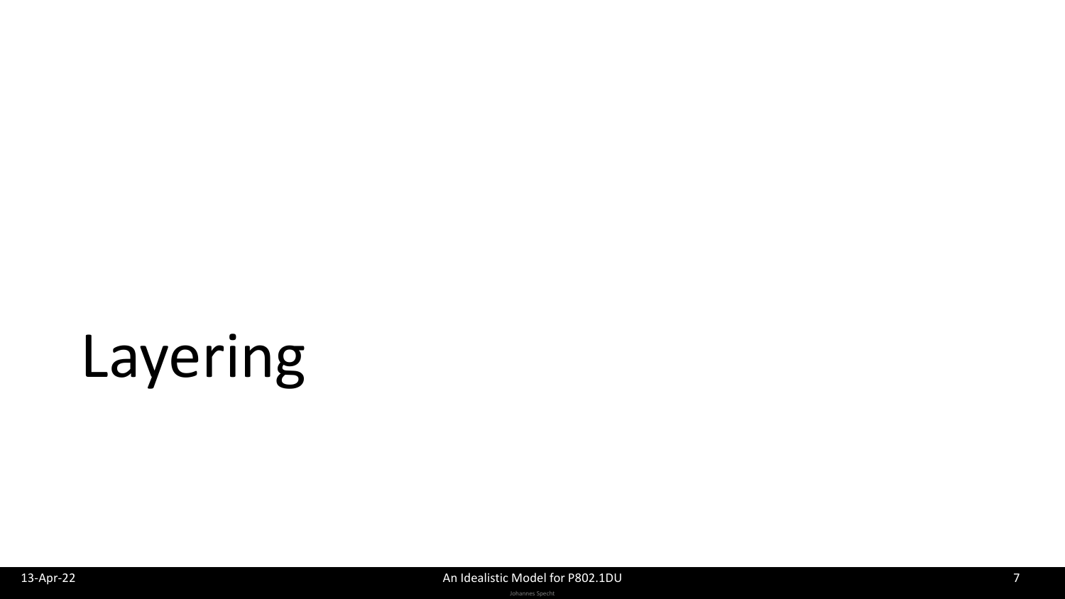# Layering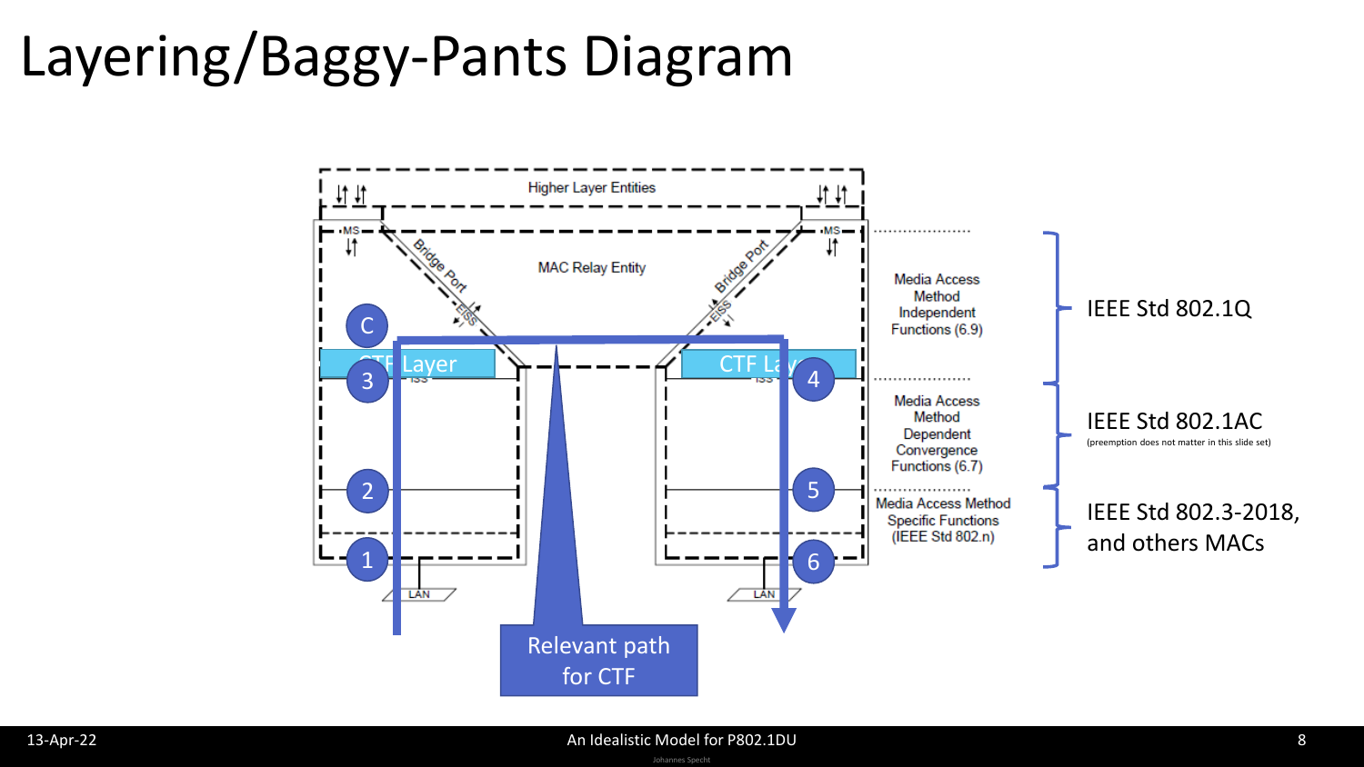# Layering/Baggy-Pants Diagram

Higher Layer Entities

MS

MS

Bridge Port

Bridge Port

EISS

EISS

MAC Relay Entity

C

CTF Layer

CTF Layer

ISS

ISS

3

4

2

5

1

6

LAN

LAN

Relevant path for CTF

Media Access Method Independent Functions (6.9)

Media Access Method Dependent Convergence Functions (6.7)

Media Access Method Specific Functions (IEEE Std 802.n)

IEEE Std 802.1Q

IEEE Std 802.1AC

(preemption does not matter in this slide set)

IEEE Std 802.3-2018, and others MACs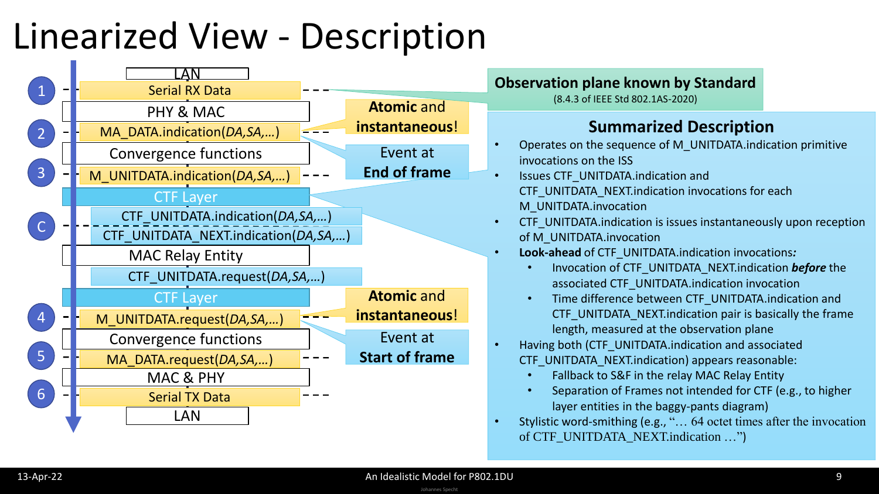# Linearized View - Description

- LAN
- (1) Serial RX Data
- PHY & MAC
- (2) MA_DATA.indication(*DA*,*SA*,…)
- Convergence functions
- (3) M_UNITDATA.indication(*DA*,*SA*,…)
- CTF Layer
- (C) CTF_UNITDATA.indication(*DA*,*SA*,…)
- CTF_UNITDATA_NEXT.indication(*DA*,*SA*,…)
- MAC Relay Entity
- CTF_UNITDATA.request(*DA*,*SA*,…)
- CTF Layer
- (4) M_UNITDATA.request(*DA*,*SA*,…)
- Convergence functions
- (5) MA_DATA.request(*DA*,*SA*,…)
- MAC & PHY
- (6) Serial TX Data
- LAN

**Atomic and instantaneous**!

Event at **End of frame**

**Atomic and instantaneous**!

Event at **Start of frame**

**Observation plane known by Standard**

(8.4.3 of IEEE Std 802.1AS-2020)

## Summarized Description

- Operates on the sequence of M_UNITDATA.indication primitive invocations on the ISS
- Issues CTF_UNITDATA.indication and CTF_UNITDATA_NEXT.indication invocations for each M_UNITDATA.invocation
- CTF_UNITDATA.indication is issues instantaneously upon reception of M_UNITDATA.invocation
- **Look-ahead** of CTF_UNITDATA.indication invocations*:*
  - Invocation of CTF_UNITDATA_NEXT.indication ***before*** the associated CTF_UNITDATA.indication invocation
  - Time difference between CTF_UNITDATA.indication and CTF_UNITDATA_NEXT.indication pair is basically the frame length, measured at the observation plane
- Having both (CTF_UNITDATA.indication and associated CTF_UNITDATA_NEXT.indication) appears reasonable:
  - Fallback to S&F in the relay MAC Relay Entity
  - Separation of Frames not intended for CTF (e.g., to higher layer entities in the baggy-pants diagram)
- Stylistic word-smithing (e.g., "… 64 octet times after the invocation of CTF_UNITDATA_NEXT.indication …")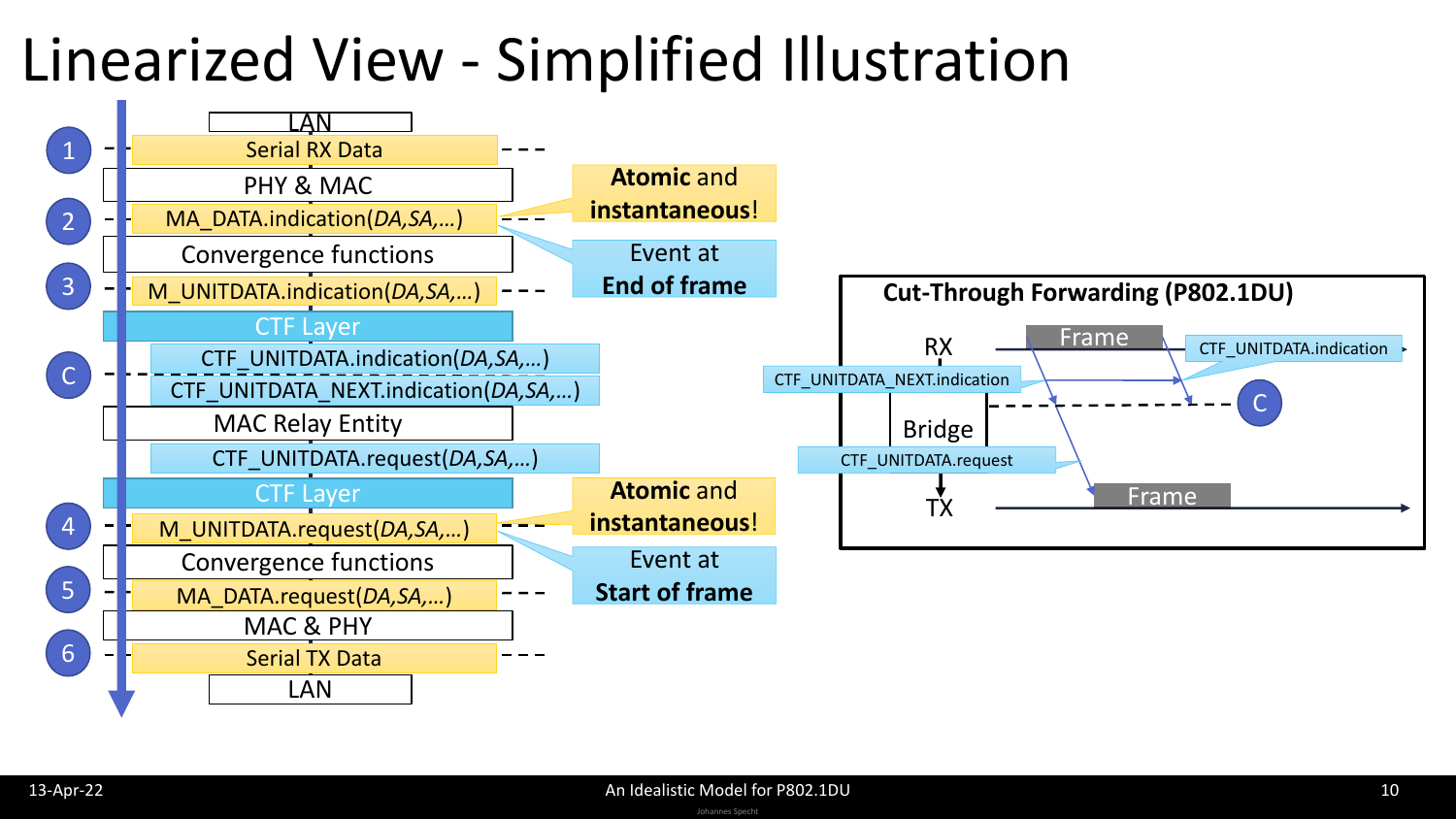# Linearized View - Simplified Illustration

- LAN
- 1 — Serial RX Data
- PHY & MAC
- 2 — MA_DATA.indication(*DA*,*SA*,…)
- Convergence functions
- 3 — M_UNITDATA.indication(*DA*,*SA*,…)
- CTF Layer
- C — CTF_UNITDATA.indication(*DA*,*SA*,…) / CTF_UNITDATA_NEXT.indication(*DA*,*SA*,…)
- MAC Relay Entity
- CTF_UNITDATA.request(*DA*,*SA*,…)
- CTF Layer
- 4 — M_UNITDATA.request(*DA*,*SA*,…)
- Convergence functions
- 5 — MA_DATA.request(*DA*,*SA*,…)
- MAC & PHY
- 6 — Serial TX Data
- LAN

**Atomic** and **instantaneous**!

Event at **End of frame**

**Atomic** and **instantaneous**!

Event at **Start of frame**

**Cut-Through Forwarding (P802.1DU)**

RX — Frame — CTF_UNITDATA.indication

CTF_UNITDATA_NEXT.indication — C

Bridge

CTF_UNITDATA.request

TX — Frame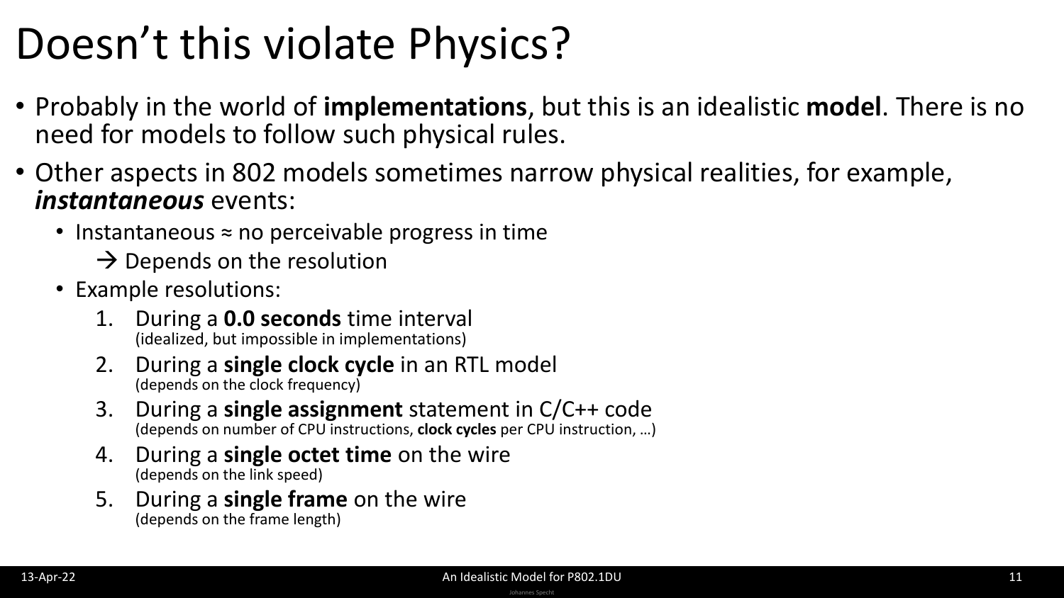# Doesn’t this violate Physics?

- Probably in the world of **implementations**, but this is an idealistic **model**. There is no need for models to follow such physical rules.
- Other aspects in 802 models sometimes narrow physical realities, for example, ***instantaneous*** events:
  - Instantaneous ≈ no perceivable progress in time
    → Depends on the resolution
  - Example resolutions:
    1. During a **0.0 seconds** time interval
       (idealized, but impossible in implementations)
    2. During a **single clock cycle** in an RTL model
       (depends on the clock frequency)
    3. During a **single assignment** statement in C/C++ code
       (depends on number of CPU instructions, **clock cycles** per CPU instruction, …)
    4. During a **single octet time** on the wire
       (depends on the link speed)
    5. During a **single frame** on the wire
       (depends on the frame length)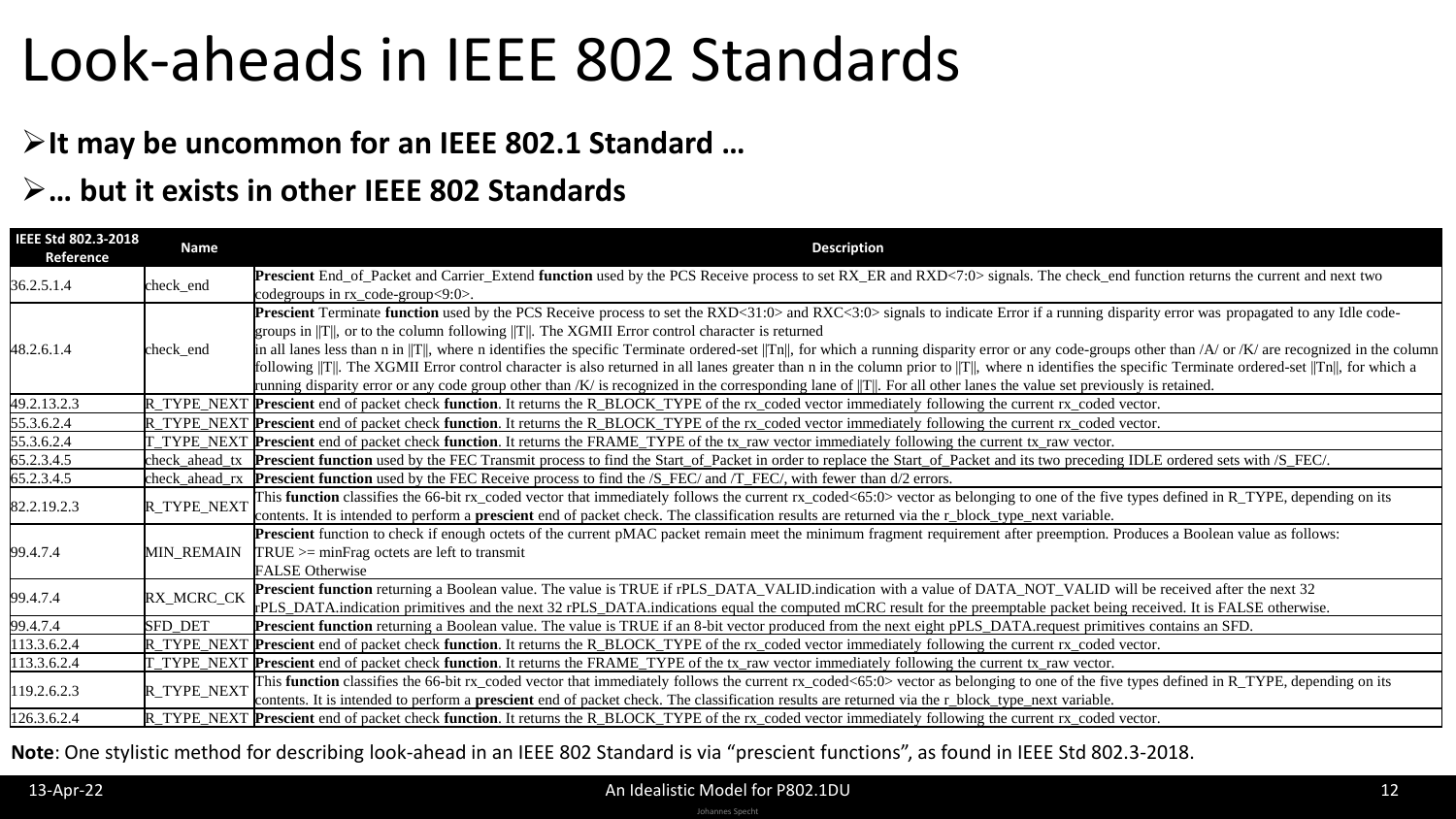# Look-aheads in IEEE 802 Standards

- **It may be uncommon for an IEEE 802.1 Standard …**
- **… but it exists in other IEEE 802 Standards**

| IEEE Std 802.3-2018 Reference | Name | Description |
|---|---|---|
| 36.2.5.1.4 | check_end | **Prescient** End_of_Packet and Carrier_Extend **function** used by the PCS Receive process to set RX_ER and RXD<7:0> signals. The check_end function returns the current and next two codegroups in rx_code-group<9:0>. |
| 48.2.6.1.4 | check_end | **Prescient** Terminate **function** used by the PCS Receive process to set the RXD<31:0> and RXC<3:0> signals to indicate Error if a running disparity error was propagated to any Idle code-groups in ‖T‖, or to the column following ‖T‖. The XGMII Error control character is returned in all lanes less than n in ‖T‖, where n identifies the specific Terminate ordered-set ‖Tn‖, for which a running disparity error or any code-groups other than /A/ or /K/ are recognized in the column following ‖T‖. The XGMII Error control character is also returned in all lanes greater than n in the column prior to ‖T‖, where n identifies the specific Terminate ordered-set ‖Tn‖, for which a running disparity error or any code group other than /K/ is recognized in the corresponding lane of ‖T‖. For all other lanes the value set previously is retained. |
| 49.2.13.2.3 | R_TYPE_NEXT | **Prescient** end of packet check **function**. It returns the R_BLOCK_TYPE of the rx_coded vector immediately following the current rx_coded vector. |
| 55.3.6.2.4 | R_TYPE_NEXT | **Prescient** end of packet check **function**. It returns the R_BLOCK_TYPE of the rx_coded vector immediately following the current rx_coded vector. |
| 55.3.6.2.4 | T_TYPE_NEXT | **Prescient** end of packet check **function**. It returns the FRAME_TYPE of the tx_raw vector immediately following the current tx_raw vector. |
| 65.2.3.4.5 | check_ahead_tx | **Prescient function** used by the FEC Transmit process to find the Start_of_Packet in order to replace the Start_of_Packet and its two preceding IDLE ordered sets with /S_FEC/. |
| 65.2.3.4.5 | check_ahead_rx | **Prescient function** used by the FEC Receive process to find the /S_FEC/ and /T_FEC/, with fewer than d/2 errors. |
| 82.2.19.2.3 | R_TYPE_NEXT | This **function** classifies the 66-bit rx_coded vector that immediately follows the current rx_coded<65:0> vector as belonging to one of the five types defined in R_TYPE, depending on its contents. It is intended to perform a **prescient** end of packet check. The classification results are returned via the r_block_type_next variable. |
| 99.4.7.4 | MIN_REMAIN | **Prescient** function to check if enough octets of the current pMAC packet remain meet the minimum fragment requirement after preemption. Produces a Boolean value as follows:<br>TRUE >= minFrag octets are left to transmit<br>FALSE Otherwise |
| 99.4.7.4 | RX_MCRC_CK | **Prescient function** returning a Boolean value. The value is TRUE if rPLS_DATA_VALID.indication with a value of DATA_NOT_VALID will be received after the next 32 rPLS_DATA.indication primitives and the next 32 rPLS_DATA.indications equal the computed mCRC result for the preemptable packet being received. It is FALSE otherwise. |
| 99.4.7.4 | SFD_DET | **Prescient function** returning a Boolean value. The value is TRUE if an 8-bit vector produced from the next eight pPLS_DATA.request primitives contains an SFD. |
| 113.3.6.2.4 | R_TYPE_NEXT | **Prescient** end of packet check **function**. It returns the R_BLOCK_TYPE of the rx_coded vector immediately following the current rx_coded vector. |
| 113.3.6.2.4 | T_TYPE_NEXT | **Prescient** end of packet check **function**. It returns the FRAME_TYPE of the tx_raw vector immediately following the current tx_raw vector. |
| 119.2.6.2.3 | R_TYPE_NEXT | This **function** classifies the 66-bit rx_coded vector that immediately follows the current rx_coded<65:0> vector as belonging to one of the five types defined in R_TYPE, depending on its contents. It is intended to perform a **prescient** end of packet check. The classification results are returned via the r_block_type_next variable. |
| 126.3.6.2.4 | R_TYPE_NEXT | **Prescient** end of packet check **function**. It returns the R_BLOCK_TYPE of the rx_coded vector immediately following the current rx_coded vector. |

**Note**: One stylistic method for describing look-ahead in an IEEE 802 Standard is via "prescient functions", as found in IEEE Std 802.3-2018.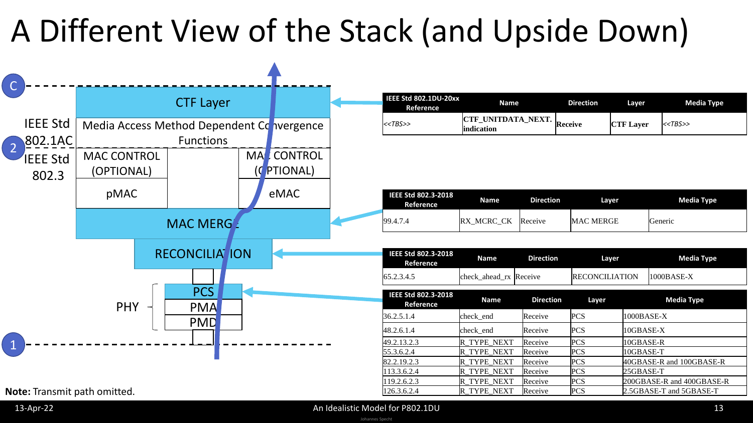# A Different View of the Stack (and Upside Down)

C

IEEE Std 802.1AC

2

IEEE Std 802.3

CTF Layer

Media Access Method Dependent Convergence Functions

MAC CONTROL (OPTIONAL) | MAC CONTROL (OPTIONAL)

pMAC | eMAC

MAC MERGE

RECONCILIATION

PHY: PCS, PMA, PMD

1

| IEEE Std 802.1DU-20xx Reference | Name | Direction | Layer | Media Type |
|---|---|---|---|---|
| *<<TBS>>* | **CTF_UNITDATA_NEXT. indication** | **Receive** | **CTF Layer** | *<<TBS>>* |

| IEEE Std 802.3-2018 Reference | Name | Direction | Layer | Media Type |
|---|---|---|---|---|
| 99.4.7.4 | RX_MCRC_CK | Receive | MAC MERGE | Generic |

| IEEE Std 802.3-2018 Reference | Name | Direction | Layer | Media Type |
|---|---|---|---|---|
| 65.2.3.4.5 | check_ahead_rx | Receive | RECONCILIATION | 1000BASE-X |

| IEEE Std 802.3-2018 Reference | Name | Direction | Layer | Media Type |
|---|---|---|---|---|
| 36.2.5.1.4 | check_end | Receive | PCS | 1000BASE-X |
| 48.2.6.1.4 | check_end | Receive | PCS | 10GBASE-X |
| 49.2.13.2.3 | R_TYPE_NEXT | Receive | PCS | 10GBASE-R |
| 55.3.6.2.4 | R_TYPE_NEXT | Receive | PCS | 10GBASE-T |
| 82.2.19.2.3 | R_TYPE_NEXT | Receive | PCS | 40GBASE-R and 100GBASE-R |
| 113.3.6.2.4 | R_TYPE_NEXT | Receive | PCS | 25GBASE-T |
| 119.2.6.2.3 | R_TYPE_NEXT | Receive | PCS | 200GBASE-R and 400GBASE-R |
| 126.3.6.2.4 | R_TYPE_NEXT | Receive | PCS | 2.5GBASE-T and 5GBASE-T |

**Note:** Transmit path omitted.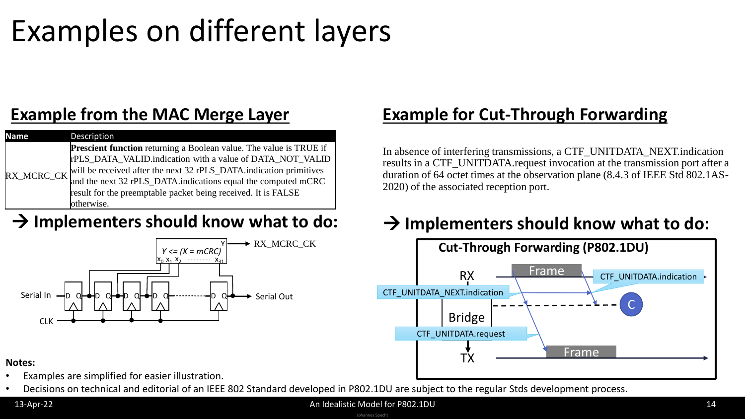# Examples on different layers

## Example from the MAC Merge Layer

| Name | Description |
| --- | --- |
| RX_MCRC_CK | **Prescient function** returning a Boolean value. The value is TRUE if rPLS_DATA_VALID.indication with a value of DATA_NOT_VALID will be received after the next 32 rPLS_DATA.indication primitives and the next 32 rPLS_DATA.indications equal the computed mCRC result for the preemptable packet being received. It is FALSE otherwise. |

### → Implementers should know what to do:

Serial In — D Q — D Q — D Q — D Q ··· D Q — Serial Out

CLK

$Y <= (X = mCRC)$ with inputs $x_0$ $x_1$ $x_2$ ... $x_{31}$, output Y → RX_MCRC_CK

## Example for Cut-Through Forwarding

In absence of interfering transmissions, a CTF_UNITDATA_NEXT.indication results in a CTF_UNITDATA.request invocation at the transmission port after a duration of 64 octet times at the observation plane (8.4.3 of IEEE Std 802.1AS-2020) of the associated reception port.

### → Implementers should know what to do:

**Cut-Through Forwarding (P802.1DU)**

RX — Frame — CTF_UNITDATA.indication

CTF_UNITDATA_NEXT.indication

Bridge — C

CTF_UNITDATA.request

TX — Frame

**Notes:**

- Examples are simplified for easier illustration.
- Decisions on technical and editorial of an IEEE 802 Standard developed in P802.1DU are subject to the regular Stds development process.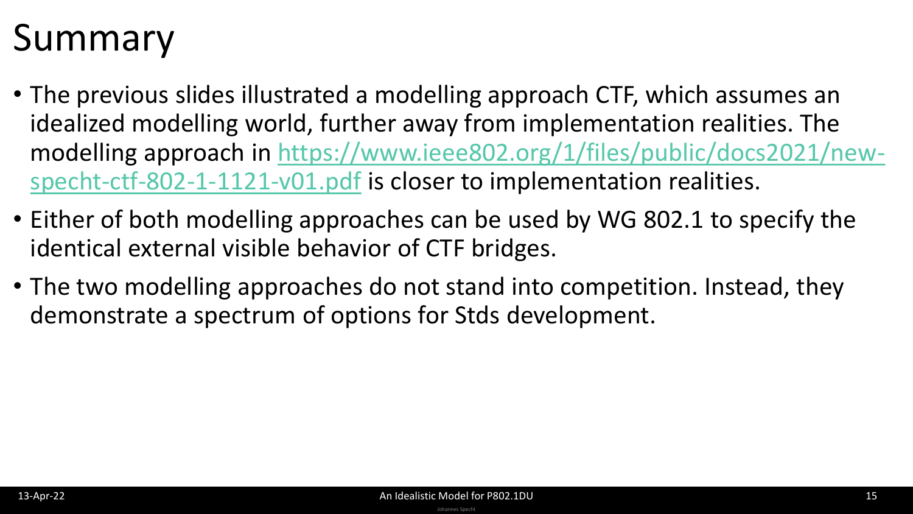# Summary

- The previous slides illustrated a modelling approach CTF, which assumes an idealized modelling world, further away from implementation realities. The modelling approach in [https://www.ieee802.org/1/files/public/docs2021/new-specht-ctf-802-1-1121-v01.pdf](https://www.ieee802.org/1/files/public/docs2021/new-specht-ctf-802-1-1121-v01.pdf) is closer to implementation realities.
- Either of both modelling approaches can be used by WG 802.1 to specify the identical external visible behavior of CTF bridges.
- The two modelling approaches do not stand into competition. Instead, they demonstrate a spectrum of options for Stds development.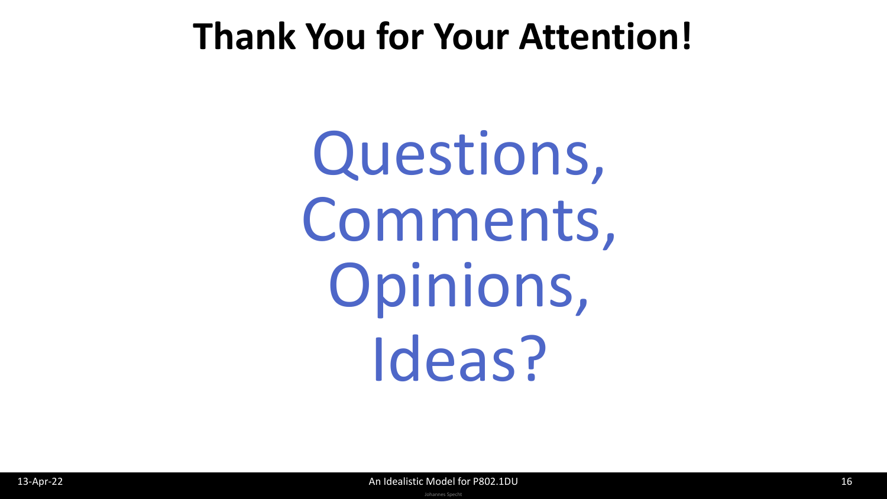# Thank You for Your Attention!

Questions,
Comments,
Opinions,
Ideas?